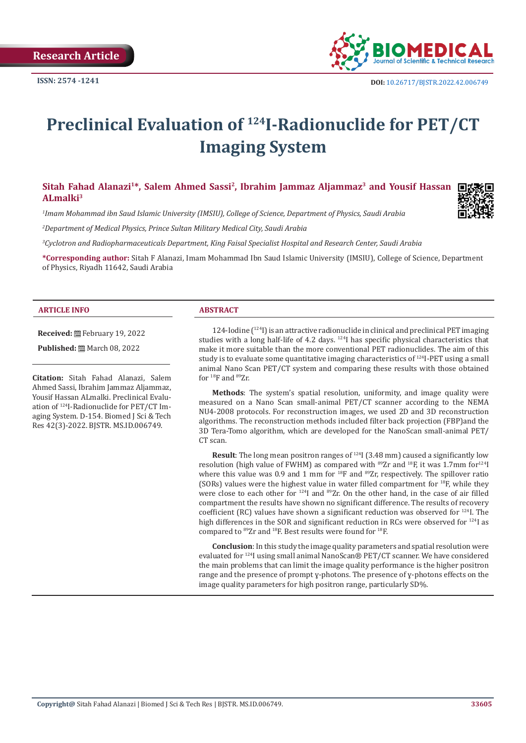Research Article

ISSN: 2574 -1241

DOI: 10.26717/BJSTR.2022.42.006749

# Preclinical Evaluation of $^{124}$I-Radionuclide for PET/CT Imaging System

**Sitah Fahad Alanazi[1]*, Salem Ahmed Sassi[2], Ibrahim Jammaz Aljammaz[3] and Yousif Hassan ALmalki[3]**

[1]*Imam Mohammad ibn Saud Islamic University (IMSIU), College of Science, Department of Physics, Saudi Arabia*

[2]*Department of Medical Physics, Prince Sultan Military Medical City, Saudi Arabia*

[3]*Cyclotron and Radiopharmaceuticals Department, King Faisal Specialist Hospital and Research Center, Saudi Arabia*

**\*Corresponding author:** Sitah F Alanazi, Imam Mohammad Ibn Saud Islamic University (IMSIU), College of Science, Department of Physics, Riyadh 11642, Saudi Arabia

## ARTICLE INFO

**Received:** February 19, 2022

**Published:** March 08, 2022

**Citation:** Sitah Fahad Alanazi, Salem Ahmed Sassi, Ibrahim Jammaz Aljammaz, Yousif Hassan ALmalki. Preclinical Evaluation of $^{124}$I-Radionuclide for PET/CT Imaging System. D-154. Biomed J Sci & Tech Res 42(3)-2022. BJSTR. MS.ID.006749.

## ABSTRACT

124-Iodine ($^{124}$I) is an attractive radionuclide in clinical and preclinical PET imaging studies with a long half-life of 4.2 days. $^{124}$I has specific physical characteristics that make it more suitable than the more conventional PET radionuclides. The aim of this study is to evaluate some quantitative imaging characteristics of $^{124}$I-PET using a small animal Nano Scan PET/CT system and comparing these results with those obtained for $^{18}$F and $^{89}$Zr.

**Methods**: The system's spatial resolution, uniformity, and image quality were measured on a Nano Scan small-animal PET/CT scanner according to the NEMA NU4-2008 protocols. For reconstruction images, we used 2D and 3D reconstruction algorithms. The reconstruction methods included filter back projection (FBP)and the 3D Tera-Tomo algorithm, which are developed for the NanoScan small-animal PET/CT scan.

**Result**: The long mean positron ranges of $^{124}$I (3.48 mm) caused a significantly low resolution (high value of FWHM) as compared with $^{89}$Zr and $^{18}$F, it was 1.7mm for$^{124}$I where this value was 0.9 and 1 mm for $^{18}$F and $^{89}$Zr, respectively. The spillover ratio (SORs) values were the highest value in water filled compartment for $^{18}$F, while they were close to each other for $^{124}$I and $^{89}$Zr. On the other hand, in the case of air filled compartment the results have shown no significant difference. The results of recovery coefficient (RC) values have shown a significant reduction was observed for $^{124}$I. The high differences in the SOR and significant reduction in RCs were observed for $^{124}$I as compared to $^{89}$Zr and $^{18}$F. Best results were found for $^{18}$F.

**Conclusion**: In this study the image quality parameters and spatial resolution were evaluated for $^{124}$I using small animal NanoScan® PET/CT scanner. We have considered the main problems that can limit the image quality performance is the higher positron range and the presence of prompt γ-photons. The presence of γ-photons effects on the image quality parameters for high positron range, particularly SD%.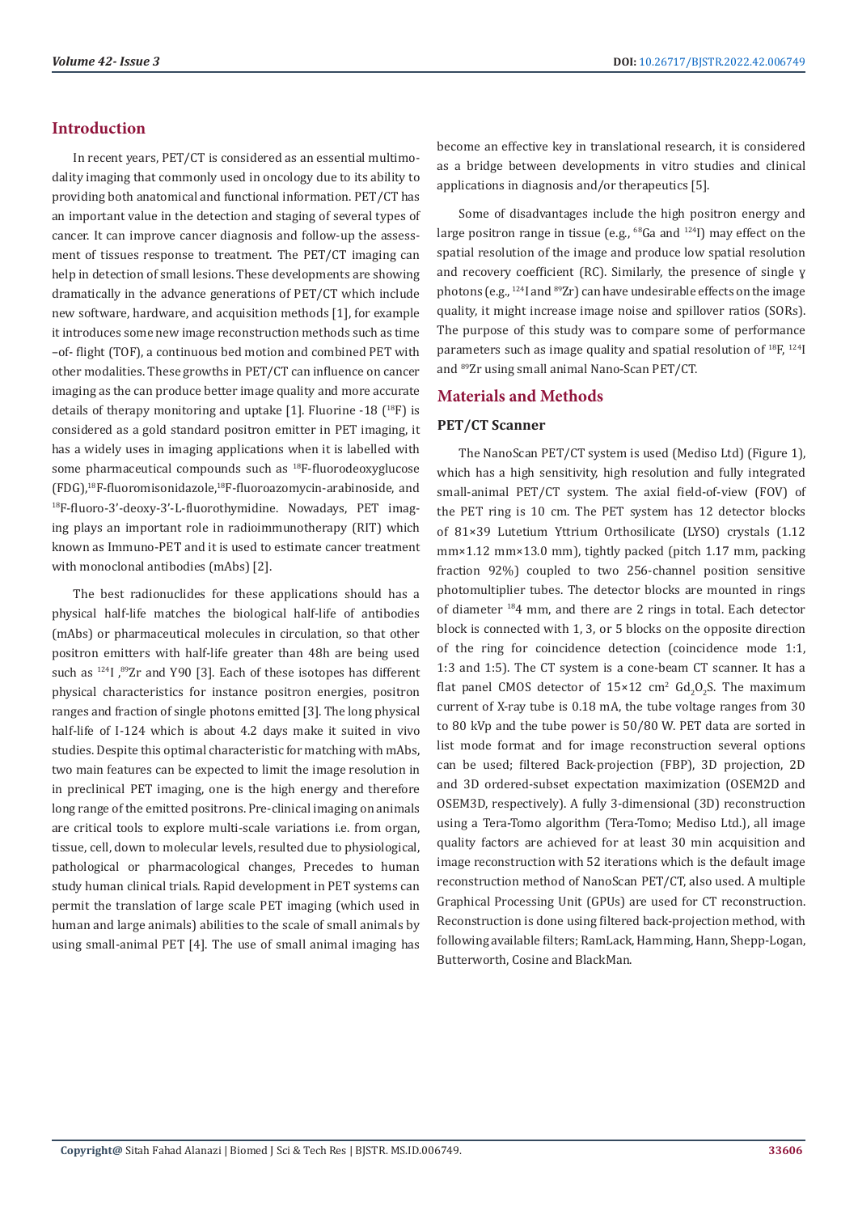## Introduction

In recent years, PET/CT is considered as an essential multimodality imaging that commonly used in oncology due to its ability to providing both anatomical and functional information. PET/CT has an important value in the detection and staging of several types of cancer. It can improve cancer diagnosis and follow-up the assessment of tissues response to treatment. The PET/CT imaging can help in detection of small lesions. These developments are showing dramatically in the advance generations of PET/CT which include new software, hardware, and acquisition methods [1], for example it introduces some new image reconstruction methods such as time –of- flight (TOF), a continuous bed motion and combined PET with other modalities. These growths in PET/CT can influence on cancer imaging as the can produce better image quality and more accurate details of therapy monitoring and uptake [1]. Fluorine -18 ($^{18}$F) is considered as a gold standard positron emitter in PET imaging, it has a widely uses in imaging applications when it is labelled with some pharmaceutical compounds such as $^{18}$F-fluorodeoxyglucose (FDG),$^{18}$F-fluoromisonidazole,$^{18}$F-fluoroazomycin-arabinoside, and $^{18}$F-fluoro-3'-deoxy-3'-L-fluorothymidine. Nowadays, PET imaging plays an important role in radioimmunotherapy (RIT) which known as Immuno-PET and it is used to estimate cancer treatment with monoclonal antibodies (mAbs) [2].

The best radionuclides for these applications should has a physical half-life matches the biological half-life of antibodies (mAbs) or pharmaceutical molecules in circulation, so that other positron emitters with half-life greater than 48h are being used such as $^{124}$I ,$^{89}$Zr and Y90 [3]. Each of these isotopes has different physical characteristics for instance positron energies, positron ranges and fraction of single photons emitted [3]. The long physical half-life of I-124 which is about 4.2 days make it suited in vivo studies. Despite this optimal characteristic for matching with mAbs, two main features can be expected to limit the image resolution in in preclinical PET imaging, one is the high energy and therefore long range of the emitted positrons. Pre-clinical imaging on animals are critical tools to explore multi-scale variations i.e. from organ, tissue, cell, down to molecular levels, resulted due to physiological, pathological or pharmacological changes, Precedes to human study human clinical trials. Rapid development in PET systems can permit the translation of large scale PET imaging (which used in human and large animals) abilities to the scale of small animals by using small-animal PET [4]. The use of small animal imaging has become an effective key in translational research, it is considered as a bridge between developments in vitro studies and clinical applications in diagnosis and/or therapeutics [5].

Some of disadvantages include the high positron energy and large positron range in tissue (e.g., $^{68}$Ga and $^{124}$I) may effect on the spatial resolution of the image and produce low spatial resolution and recovery coefficient (RC). Similarly, the presence of single γ photons (e.g., $^{124}$I and $^{89}$Zr) can have undesirable effects on the image quality, it might increase image noise and spillover ratios (SORs). The purpose of this study was to compare some of performance parameters such as image quality and spatial resolution of $^{18}$F, $^{124}$I and $^{89}$Zr using small animal Nano-Scan PET/CT.

## Materials and Methods

### PET/CT Scanner

The NanoScan PET/CT system is used (Mediso Ltd) (Figure 1), which has a high sensitivity, high resolution and fully integrated small-animal PET/CT system. The axial field-of-view (FOV) of the PET ring is 10 cm. The PET system has 12 detector blocks of 81×39 Lutetium Yttrium Orthosilicate (LYSO) crystals (1.12 mm×1.12 mm×13.0 mm), tightly packed (pitch 1.17 mm, packing fraction 92%) coupled to two 256-channel position sensitive photomultiplier tubes. The detector blocks are mounted in rings of diameter $^{18}$4 mm, and there are 2 rings in total. Each detector block is connected with 1, 3, or 5 blocks on the opposite direction of the ring for coincidence detection (coincidence mode 1:1, 1:3 and 1:5). The CT system is a cone-beam CT scanner. It has a flat panel CMOS detector of 15×12 cm$^2$ $Gd_2O_2S$. The maximum current of X-ray tube is 0.18 mA, the tube voltage ranges from 30 to 80 kVp and the tube power is 50/80 W. PET data are sorted in list mode format and for image reconstruction several options can be used; filtered Back-projection (FBP), 3D projection, 2D and 3D ordered-subset expectation maximization (OSEM2D and OSEM3D, respectively). A fully 3-dimensional (3D) reconstruction using a Tera-Tomo algorithm (Tera-Tomo; Mediso Ltd.), all image quality factors are achieved for at least 30 min acquisition and image reconstruction with 52 iterations which is the default image reconstruction method of NanoScan PET/CT, also used. A multiple Graphical Processing Unit (GPUs) are used for CT reconstruction. Reconstruction is done using filtered back-projection method, with following available filters; RamLack, Hamming, Hann, Shepp-Logan, Butterworth, Cosine and BlackMan.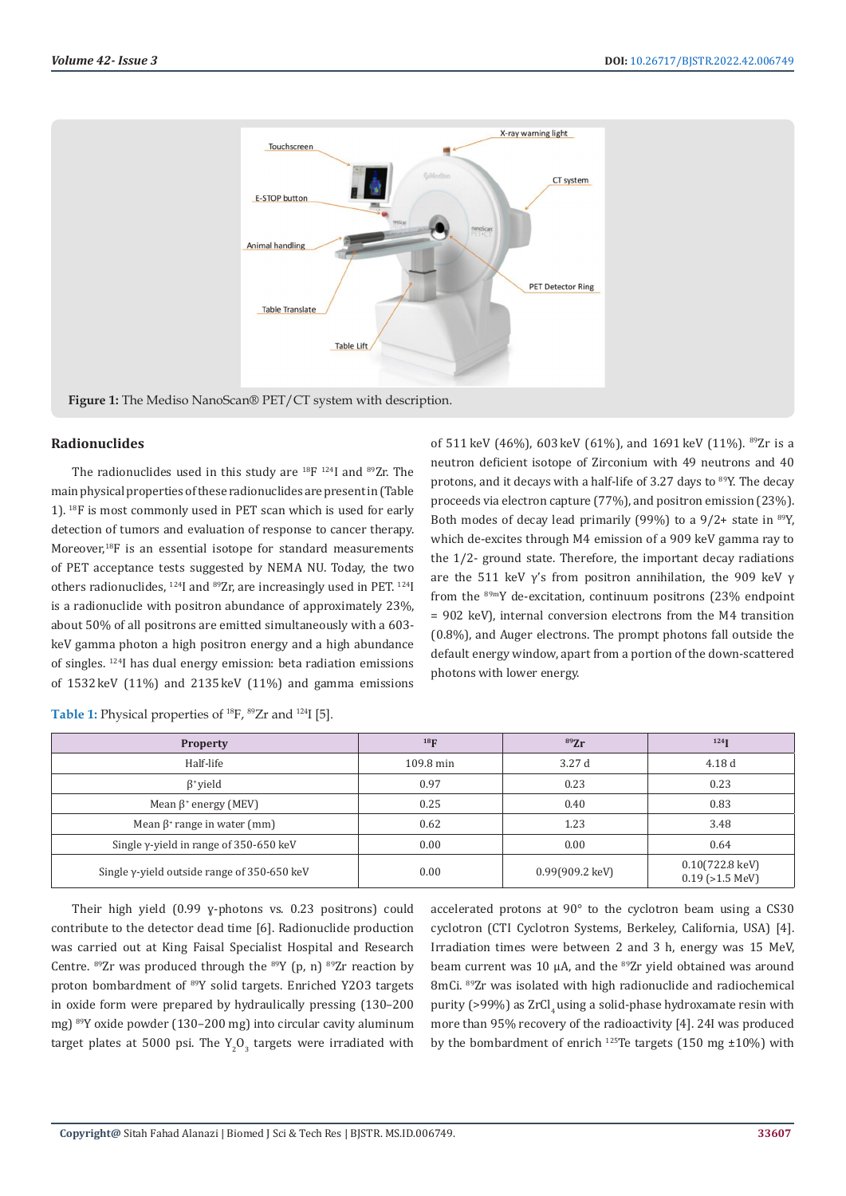Figure 1: The Mediso NanoScan® PET/CT system with description.

## Radionuclides

The radionuclides used in this study are $^{18}F$ $^{124}I$ and $^{89}Zr$. The main physical properties of these radionuclides are present in (Table 1). $^{18}F$ is most commonly used in PET scan which is used for early detection of tumors and evaluation of response to cancer therapy. Moreover, $^{18}F$ is an essential isotope for standard measurements of PET acceptance tests suggested by NEMA NU. Today, the two others radionuclides, $^{124}I$ and $^{89}Zr$, are increasingly used in PET. $^{124}I$ is a radionuclide with positron abundance of approximately 23%, about 50% of all positrons are emitted simultaneously with a 603-keV gamma photon a high positron energy and a high abundance of singles. $^{124}I$ has dual energy emission: beta radiation emissions of 1532 keV (11%) and 2135 keV (11%) and gamma emissions of 511 keV (46%), 603 keV (61%), and 1691 keV (11%). $^{89}Zr$ is a neutron deficient isotope of Zirconium with 49 neutrons and 40 protons, and it decays with a half-life of 3.27 days to $^{89}Y$. The decay proceeds via electron capture (77%), and positron emission (23%). Both modes of decay lead primarily (99%) to a 9/2+ state in $^{89}Y$, which de-excites through M4 emission of a 909 keV gamma ray to the 1/2- ground state. Therefore, the important decay radiations are the 511 keV γ's from positron annihilation, the 909 keV γ from the $^{89m}Y$ de-excitation, continuum positrons (23% endpoint = 902 keV), internal conversion electrons from the M4 transition (0.8%), and Auger electrons. The prompt photons fall outside the default energy window, apart from a portion of the down-scattered photons with lower energy.

Table 1: Physical properties of $^{18}F$, $^{89}Zr$ and $^{124}I$ [5].

| Property | $^{18}F$ | $^{89}Zr$ | $^{124}I$ |
|---|---|---|---|
| Half-life | 109.8 min | 3.27 d | 4.18 d |
| $\beta^+$ yield | 0.97 | 0.23 | 0.23 |
| Mean $\beta^+$ energy (MEV) | 0.25 | 0.40 | 0.83 |
| Mean $\beta^+$ range in water (mm) | 0.62 | 1.23 | 3.48 |
| Single γ-yield in range of 350-650 keV | 0.00 | 0.00 | 0.64 |
| Single γ-yield outside range of 350-650 keV | 0.00 | 0.99(909.2 keV) | 0.10(722.8 keV) 0.19 (>1.5 MeV) |

Their high yield (0.99 γ-photons vs. 0.23 positrons) could contribute to the detector dead time [6]. Radionuclide production was carried out at King Faisal Specialist Hospital and Research Centre. $^{89}Zr$ was produced through the $^{89}Y$ (p, n) $^{89}Zr$ reaction by proton bombardment of $^{89}Y$ solid targets. Enriched Y2O3 targets in oxide form were prepared by hydraulically pressing (130–200 mg) $^{89}Y$ oxide powder (130–200 mg) into circular cavity aluminum target plates at 5000 psi. The $Y_2O_3$ targets were irradiated with accelerated protons at 90° to the cyclotron beam using a CS30 cyclotron (CTI Cyclotron Systems, Berkeley, California, USA) [4]. Irradiation times were between 2 and 3 h, energy was 15 MeV, beam current was 10 µA, and the $^{89}Zr$ yield obtained was around 8mCi. $^{89}Zr$ was isolated with high radionuclide and radiochemical purity (>99%) as $ZrCl_4$ using a solid-phase hydroxamate resin with more than 95% recovery of the radioactivity [4]. 24I was produced by the bombardment of enrich $^{125}Te$ targets (150 mg ±10%) with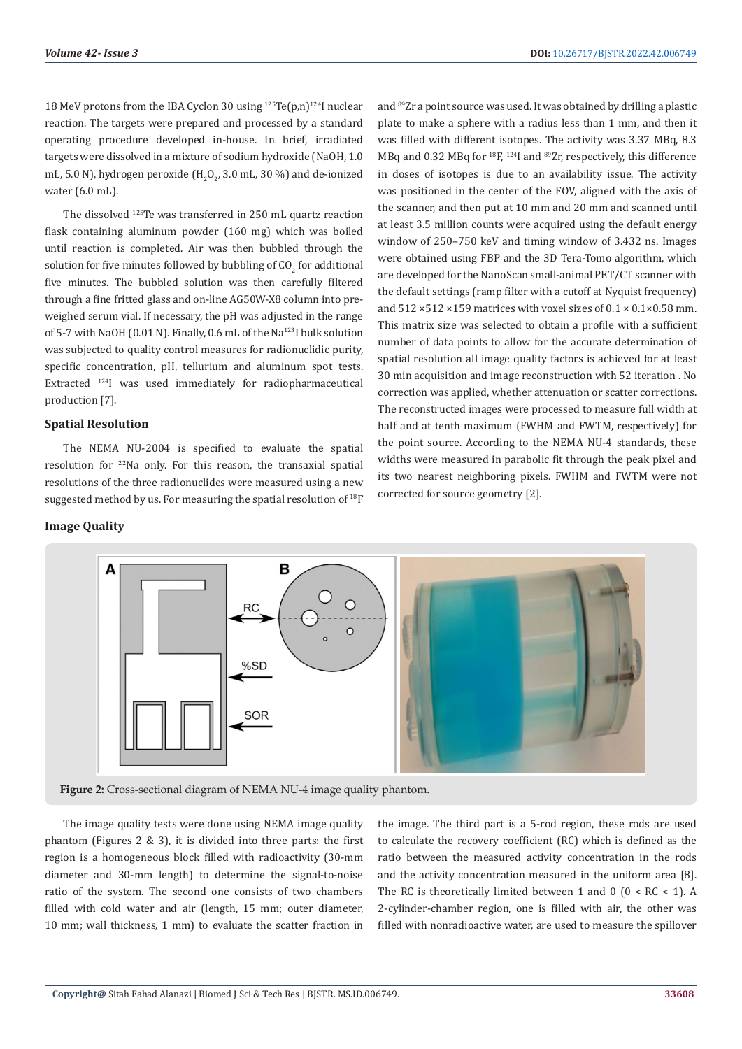18 MeV protons from the IBA Cyclon 30 using $^{125}Te(p,n)^{124}I$ nuclear reaction. The targets were prepared and processed by a standard operating procedure developed in-house. In brief, irradiated targets were dissolved in a mixture of sodium hydroxide (NaOH, 1.0 mL, 5.0 N), hydrogen peroxide ($H_2O_2$, 3.0 mL, 30 %) and de-ionized water (6.0 mL).

The dissolved $^{125}Te$ was transferred in 250 mL quartz reaction flask containing aluminum powder (160 mg) which was boiled until reaction is completed. Air was then bubbled through the solution for five minutes followed by bubbling of $CO_2$ for additional five minutes. The bubbled solution was then carefully filtered through a fine fritted glass and on-line AG50W-X8 column into pre-weighed serum vial. If necessary, the pH was adjusted in the range of 5-7 with NaOH (0.01 N). Finally, 0.6 mL of the $Na^{123}I$ bulk solution was subjected to quality control measures for radionuclidic purity, specific concentration, pH, tellurium and aluminum spot tests. Extracted $^{124}I$ was used immediately for radiopharmaceutical production [7].

### Spatial Resolution

The NEMA NU-2004 is specified to evaluate the spatial resolution for $^{22}Na$ only. For this reason, the transaxial spatial resolutions of the three radionuclides were measured using a new suggested method by us. For measuring the spatial resolution of $^{18}F$ and $^{89}Zr$ a point source was used. It was obtained by drilling a plastic plate to make a sphere with a radius less than 1 mm, and then it was filled with different isotopes. The activity was 3.37 MBq, 8.3 MBq and 0.32 MBq for $^{18}F$, $^{124}I$ and $^{89}Zr$, respectively, this difference in doses of isotopes is due to an availability issue. The activity was positioned in the center of the FOV, aligned with the axis of the scanner, and then put at 10 mm and 20 mm and scanned until at least 3.5 million counts were acquired using the default energy window of 250–750 keV and timing window of 3.432 ns. Images were obtained using FBP and the 3D Tera-Tomo algorithm, which are developed for the NanoScan small-animal PET/CT scanner with the default settings (ramp filter with a cutoff at Nyquist frequency) and 512 ×512 ×159 matrices with voxel sizes of 0.1 × 0.1×0.58 mm. This matrix size was selected to obtain a profile with a sufficient number of data points to allow for the accurate determination of spatial resolution all image quality factors is achieved for at least 30 min acquisition and image reconstruction with 52 iteration . No correction was applied, whether attenuation or scatter corrections. The reconstructed images were processed to measure full width at half and at tenth maximum (FWHM and FWTM, respectively) for the point source. According to the NEMA NU-4 standards, these widths were measured in parabolic fit through the peak pixel and its two nearest neighboring pixels. FWHM and FWTM were not corrected for source geometry [2].

### Image Quality

**Figure 2:** Cross-sectional diagram of NEMA NU-4 image quality phantom.

The image quality tests were done using NEMA image quality phantom (Figures 2 & 3), it is divided into three parts: the first region is a homogeneous block filled with radioactivity (30-mm diameter and 30-mm length) to determine the signal-to-noise ratio of the system. The second one consists of two chambers filled with cold water and air (length, 15 mm; outer diameter, 10 mm; wall thickness, 1 mm) to evaluate the scatter fraction in the image. The third part is a 5-rod region, these rods are used to calculate the recovery coefficient (RC) which is defined as the ratio between the measured activity concentration in the rods and the activity concentration measured in the uniform area [8]. The RC is theoretically limited between 1 and 0 ($0 < RC < 1$). A 2-cylinder-chamber region, one is filled with air, the other was filled with nonradioactive water, are used to measure the spillover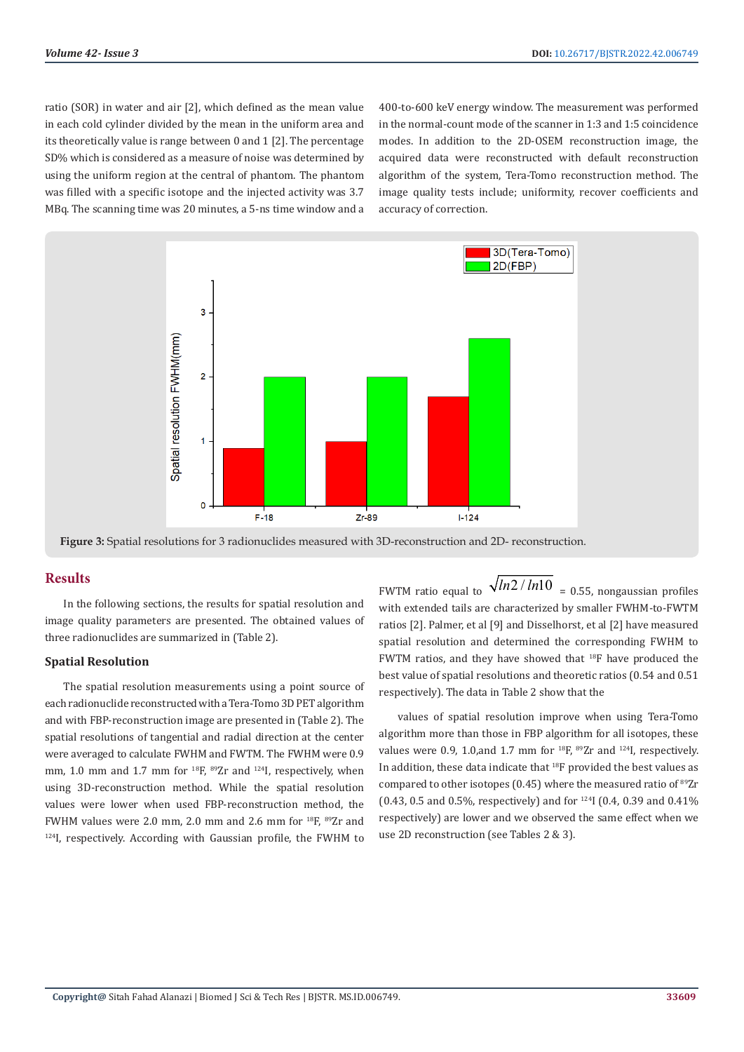ratio (SOR) in water and air [2], which defined as the mean value in each cold cylinder divided by the mean in the uniform area and its theoretically value is range between 0 and 1 [2]. The percentage SD% which is considered as a measure of noise was determined by using the uniform region at the central of phantom. The phantom was filled with a specific isotope and the injected activity was 3.7 MBq. The scanning time was 20 minutes, a 5-ns time window and a 400-to-600 keV energy window. The measurement was performed in the normal-count mode of the scanner in 1:3 and 1:5 coincidence modes. In addition to the 2D-OSEM reconstruction image, the acquired data were reconstructed with default reconstruction algorithm of the system, Tera-Tomo reconstruction method. The image quality tests include; uniformity, recover coefficients and accuracy of correction.

**Figure 3:** Spatial resolutions for 3 radionuclides measured with 3D-reconstruction and 2D- reconstruction.

## Results

In the following sections, the results for spatial resolution and image quality parameters are presented. The obtained values of three radionuclides are summarized in (Table 2).

### Spatial Resolution

The spatial resolution measurements using a point source of each radionuclide reconstructed with a Tera-Tomo 3D PET algorithm and with FBP-reconstruction image are presented in (Table 2). The spatial resolutions of tangential and radial direction at the center were averaged to calculate FWHM and FWTM. The FWHM were 0.9 mm, 1.0 mm and 1.7 mm for $^{18}$F, $^{89}$Zr and $^{124}$I, respectively, when using 3D-reconstruction method. While the spatial resolution values were lower when used FBP-reconstruction method, the FWHM values were 2.0 mm, 2.0 mm and 2.6 mm for $^{18}$F, $^{89}$Zr and $^{124}$I, respectively. According with Gaussian profile, the FWHM to FWTM ratio equal to $\sqrt{ln2/ln10}$ = 0.55, nongaussian profiles with extended tails are characterized by smaller FWHM-to-FWTM ratios [2]. Palmer, et al [9] and Disselhorst, et al [2] have measured spatial resolution and determined the corresponding FWHM to FWTM ratios, and they have showed that $^{18}$F have produced the best value of spatial resolutions and theoretic ratios (0.54 and 0.51 respectively). The data in Table 2 show that the

values of spatial resolution improve when using Tera-Tomo algorithm more than those in FBP algorithm for all isotopes, these values were 0.9, 1.0,and 1.7 mm for $^{18}$F, $^{89}$Zr and $^{124}$I, respectively. In addition, these data indicate that $^{18}$F provided the best values as compared to other isotopes (0.45) where the measured ratio of $^{89}$Zr (0.43, 0.5 and 0.5%, respectively) and for $^{124}$I (0.4, 0.39 and 0.41% respectively) are lower and we observed the same effect when we use 2D reconstruction (see Tables 2 & 3).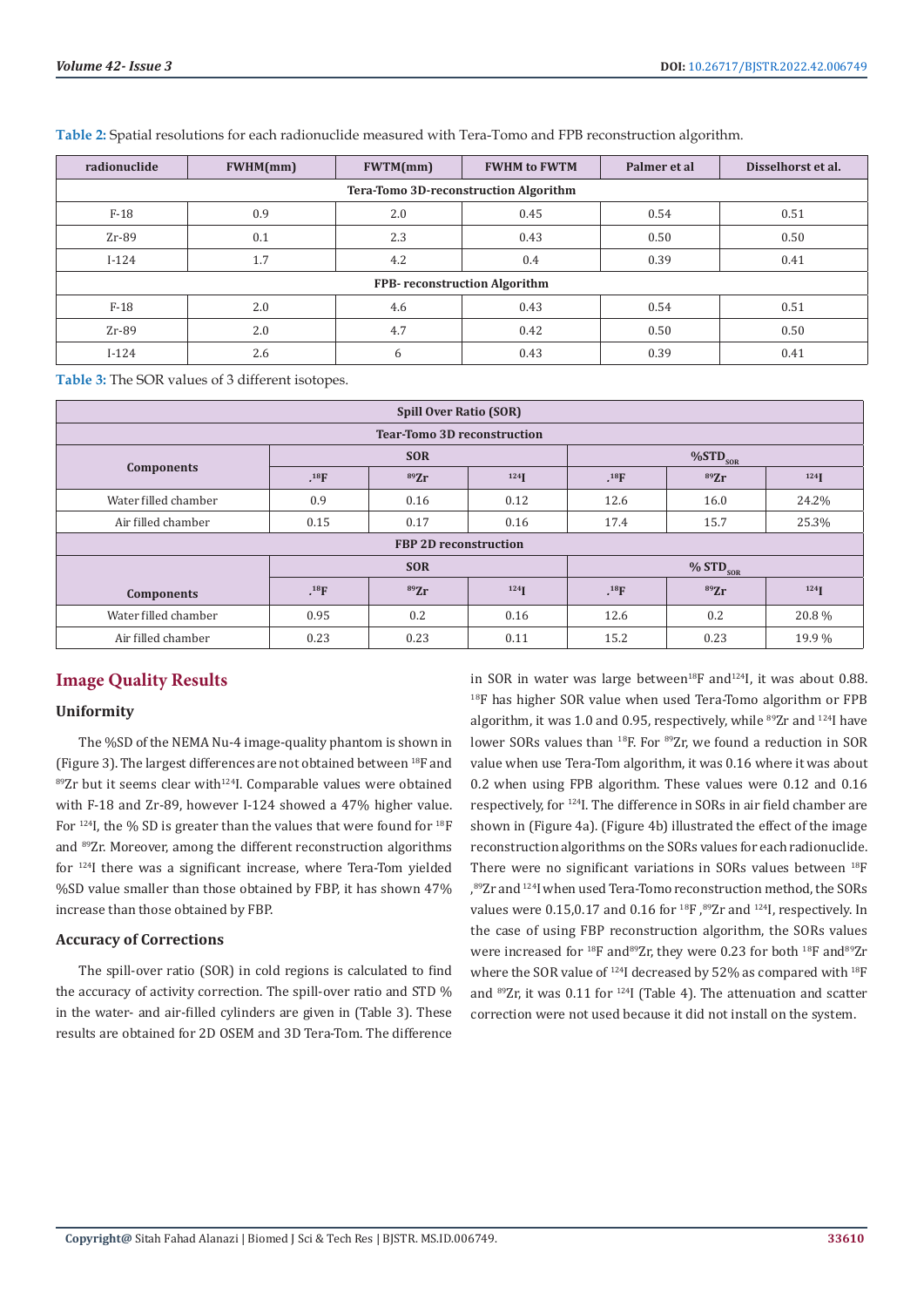**Table 2:** Spatial resolutions for each radionuclide measured with Tera-Tomo and FPB reconstruction algorithm.

| radionuclide | FWHM(mm) | FWTM(mm) | FWHM to FWTM | Palmer et al | Disselhorst et al. |
|---|---|---|---|---|---|
| **Tera-Tomo 3D-reconstruction Algorithm** | | | | | |
| F-18 | 0.9 | 2.0 | 0.45 | 0.54 | 0.51 |
| Zr-89 | 0.1 | 2.3 | 0.43 | 0.50 | 0.50 |
| I-124 | 1.7 | 4.2 | 0.4 | 0.39 | 0.41 |
| **FPB- reconstruction Algorithm** | | | | | |
| F-18 | 2.0 | 4.6 | 0.43 | 0.54 | 0.51 |
| Zr-89 | 2.0 | 4.7 | 0.42 | 0.50 | 0.50 |
| I-124 | 2.6 | 6 | 0.43 | 0.39 | 0.41 |

**Table 3:** The SOR values of 3 different isotopes.

| Spill Over Ratio (SOR) | | | | | | |
|---|---|---|---|---|---|---|
| **Tear-Tomo 3D reconstruction** | | | | | | |
| **Components** | **SOR** | | | **%$STD_{SOR}$** | | |
| | .$^{18}$F | $^{89}$Zr | $^{124}$I | .$^{18}$F | $^{89}$Zr | $^{124}$I |
| Water filled chamber | 0.9 | 0.16 | 0.12 | 12.6 | 16.0 | 24.2% |
| Air filled chamber | 0.15 | 0.17 | 0.16 | 17.4 | 15.7 | 25.3% |
| **FBP 2D reconstruction** | | | | | | |
| **Components** | **SOR** | | | **% $STD_{SOR}$** | | |
| | .$^{18}$F | $^{89}$Zr | $^{124}$I | .$^{18}$F | $^{89}$Zr | $^{124}$I |
| Water filled chamber | 0.95 | 0.2 | 0.16 | 12.6 | 0.2 | 20.8 % |
| Air filled chamber | 0.23 | 0.23 | 0.11 | 15.2 | 0.23 | 19.9 % |

## Image Quality Results

### Uniformity

The %SD of the NEMA Nu-4 image-quality phantom is shown in (Figure 3). The largest differences are not obtained between $^{18}$F and $^{89}$Zr but it seems clear with $^{124}$I. Comparable values were obtained with F-18 and Zr-89, however I-124 showed a 47% higher value. For $^{124}$I, the % SD is greater than the values that were found for $^{18}$F and $^{89}$Zr. Moreover, among the different reconstruction algorithms for $^{124}$I there was a significant increase, where Tera-Tom yielded %SD value smaller than those obtained by FBP, it has shown 47% increase than those obtained by FBP.

### Accuracy of Corrections

The spill-over ratio (SOR) in cold regions is calculated to find the accuracy of activity correction. The spill-over ratio and STD % in the water- and air-filled cylinders are given in (Table 3). These results are obtained for 2D OSEM and 3D Tera-Tom. The difference in SOR in water was large between $^{18}$F and $^{124}$I, it was about 0.88. $^{18}$F has higher SOR value when used Tera-Tomo algorithm or FPB algorithm, it was 1.0 and 0.95, respectively, while $^{89}$Zr and $^{124}$I have lower SORs values than $^{18}$F. For $^{89}$Zr, we found a reduction in SOR value when use Tera-Tom algorithm, it was 0.16 where it was about 0.2 when using FPB algorithm. These values were 0.12 and 0.16 respectively, for $^{124}$I. The difference in SORs in air field chamber are shown in (Figure 4a). (Figure 4b) illustrated the effect of the image reconstruction algorithms on the SORs values for each radionuclide. There were no significant variations in SORs values between $^{18}$F ,$^{89}$Zr and $^{124}$I when used Tera-Tomo reconstruction method, the SORs values were 0.15,0.17 and 0.16 for $^{18}$F ,$^{89}$Zr and $^{124}$I, respectively. In the case of using FBP reconstruction algorithm, the SORs values were increased for $^{18}$F and $^{89}$Zr, they were 0.23 for both $^{18}$F and $^{89}$Zr where the SOR value of $^{124}$I decreased by 52% as compared with $^{18}$F and $^{89}$Zr, it was 0.11 for $^{124}$I (Table 4). The attenuation and scatter correction were not used because it did not install on the system.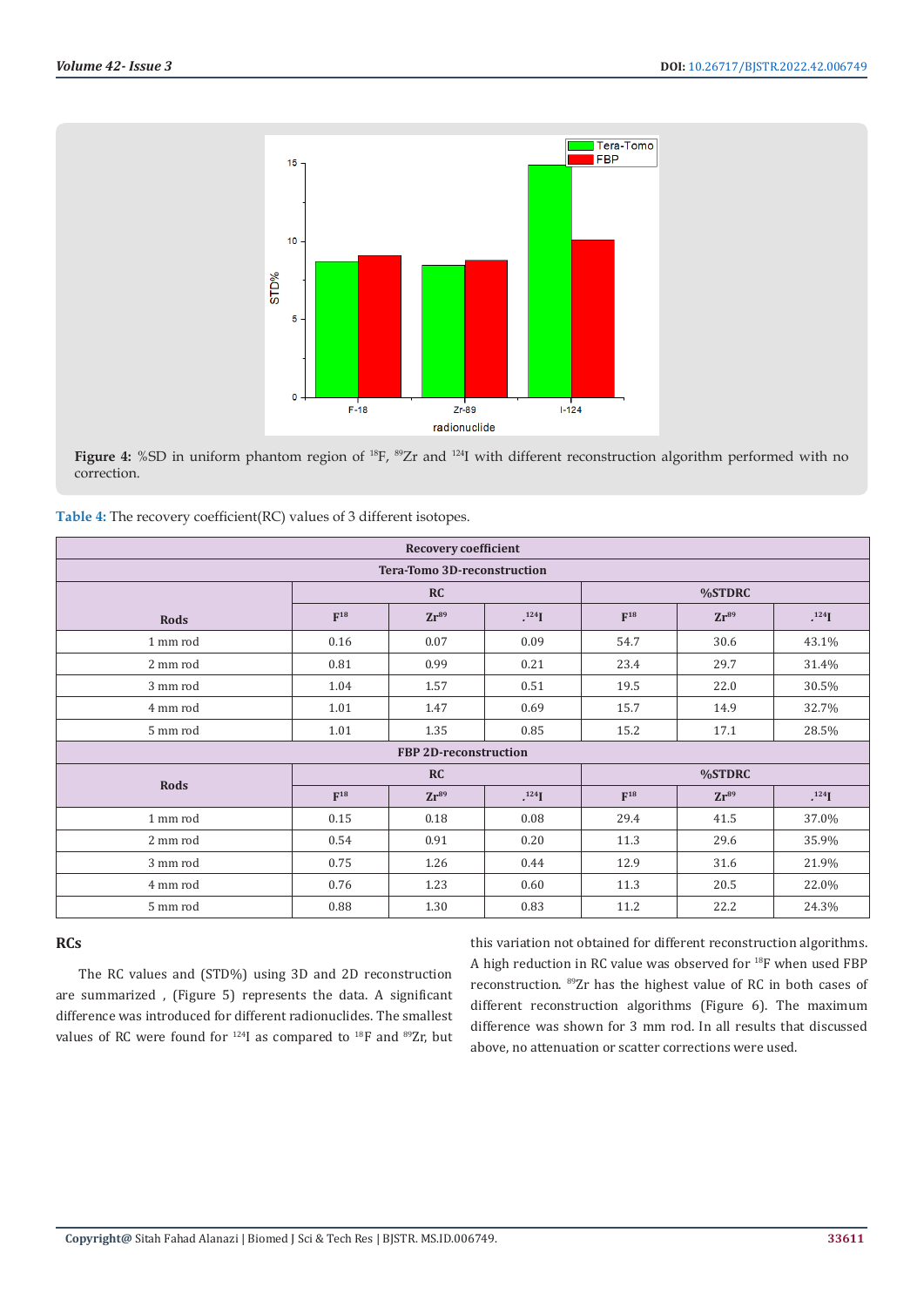Figure 4: %SD in uniform phantom region of $^{18}F$, $^{89}Zr$ and $^{124}I$ with different reconstruction algorithm performed with no correction.

Table 4: The recovery coefficient(RC) values of 3 different isotopes.

| Recovery coefficient | | | | | | |
|---|---|---|---|---|---|---|
| **Tera-Tomo 3D-reconstruction** | | | | | | |
| **Rods** | **RC** | | | **%STDRC** | | |
| | $F^{18}$ | $Zr^{89}$ | $^{124}I$ | $F^{18}$ | $Zr^{89}$ | $^{124}I$ |
| 1 mm rod | 0.16 | 0.07 | 0.09 | 54.7 | 30.6 | 43.1% |
| 2 mm rod | 0.81 | 0.99 | 0.21 | 23.4 | 29.7 | 31.4% |
| 3 mm rod | 1.04 | 1.57 | 0.51 | 19.5 | 22.0 | 30.5% |
| 4 mm rod | 1.01 | 1.47 | 0.69 | 15.7 | 14.9 | 32.7% |
| 5 mm rod | 1.01 | 1.35 | 0.85 | 15.2 | 17.1 | 28.5% |
| **FBP 2D-reconstruction** | | | | | | |
| **Rods** | **RC** | | | **%STDRC** | | |
| | $F^{18}$ | $Zr^{89}$ | $^{124}I$ | $F^{18}$ | $Zr^{89}$ | $^{124}I$ |
| 1 mm rod | 0.15 | 0.18 | 0.08 | 29.4 | 41.5 | 37.0% |
| 2 mm rod | 0.54 | 0.91 | 0.20 | 11.3 | 29.6 | 35.9% |
| 3 mm rod | 0.75 | 1.26 | 0.44 | 12.9 | 31.6 | 21.9% |
| 4 mm rod | 0.76 | 1.23 | 0.60 | 11.3 | 20.5 | 22.0% |
| 5 mm rod | 0.88 | 1.30 | 0.83 | 11.2 | 22.2 | 24.3% |

## RCs

The RC values and (STD%) using 3D and 2D reconstruction are summarized , (Figure 5) represents the data. A significant difference was introduced for different radionuclides. The smallest values of RC were found for $^{124}I$ as compared to $^{18}F$ and $^{89}Zr$, but this variation not obtained for different reconstruction algorithms. A high reduction in RC value was observed for $^{18}F$ when used FBP reconstruction. $^{89}Zr$ has the highest value of RC in both cases of different reconstruction algorithms (Figure 6). The maximum difference was shown for 3 mm rod. In all results that discussed above, no attenuation or scatter corrections were used.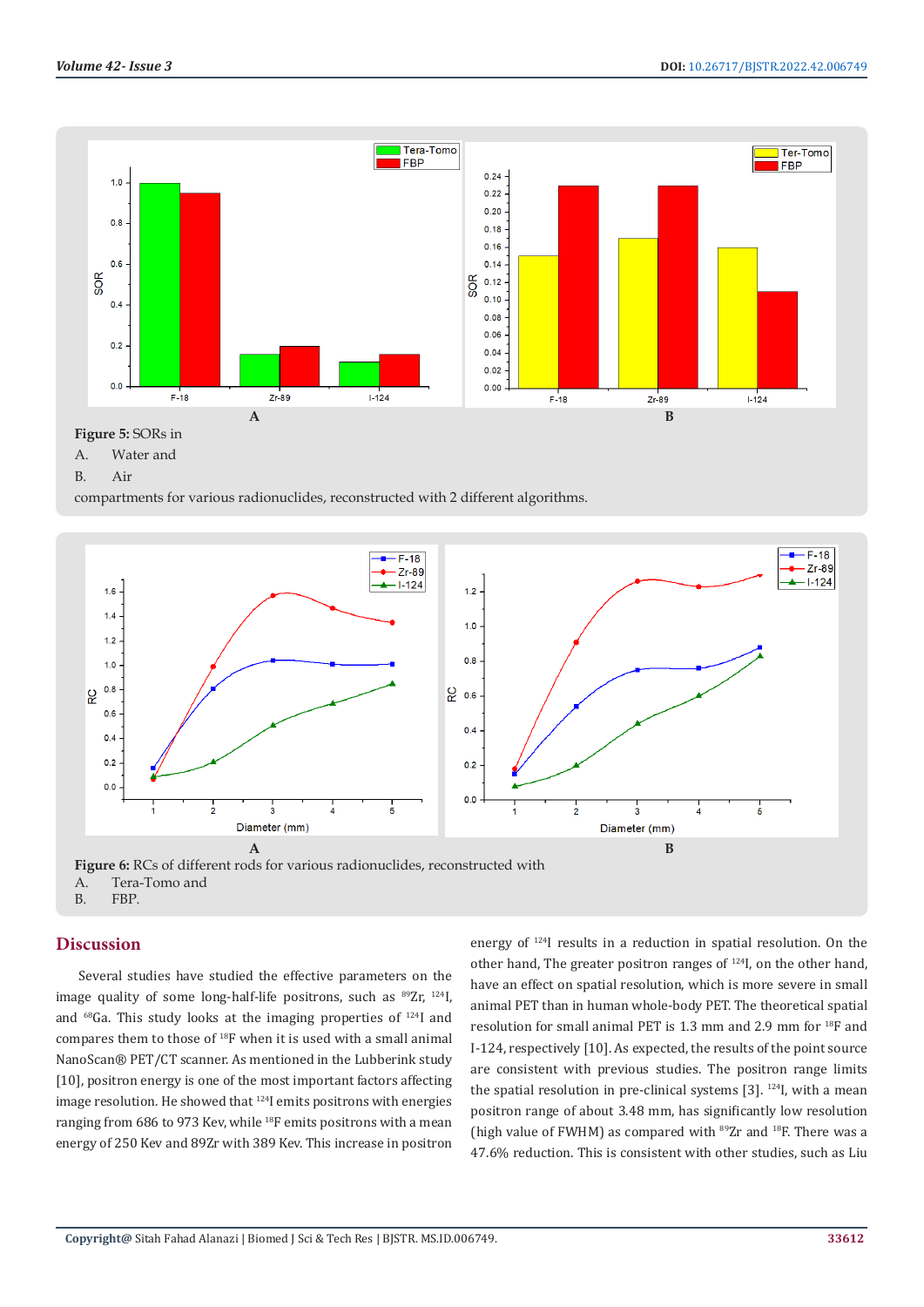**Figure 5:** SORs in

A. Water and

B. Air

compartments for various radionuclides, reconstructed with 2 different algorithms.

**Figure 6:** RCs of different rods for various radionuclides, reconstructed with

A. Tera-Tomo and

B. FBP.

## Discussion

Several studies have studied the effective parameters on the image quality of some long-half-life positrons, such as $^{89}$Zr, $^{124}$I, and $^{68}$Ga. This study looks at the imaging properties of $^{124}$I and compares them to those of $^{18}$F when it is used with a small animal NanoScan® PET/CT scanner. As mentioned in the Lubberink study [10], positron energy is one of the most important factors affecting image resolution. He showed that $^{124}$I emits positrons with energies ranging from 686 to 973 Kev, while $^{18}$F emits positrons with a mean energy of 250 Kev and 89Zr with 389 Kev. This increase in positron energy of $^{124}$I results in a reduction in spatial resolution. On the other hand, The greater positron ranges of $^{124}$I, on the other hand, have an effect on spatial resolution, which is more severe in small animal PET than in human whole-body PET. The theoretical spatial resolution for small animal PET is 1.3 mm and 2.9 mm for $^{18}$F and I-124, respectively [10]. As expected, the results of the point source are consistent with previous studies. The positron range limits the spatial resolution in pre-clinical systems [3]. $^{124}$I, with a mean positron range of about 3.48 mm, has significantly low resolution (high value of FWHM) as compared with $^{89}$Zr and $^{18}$F. There was a 47.6% reduction. This is consistent with other studies, such as Liu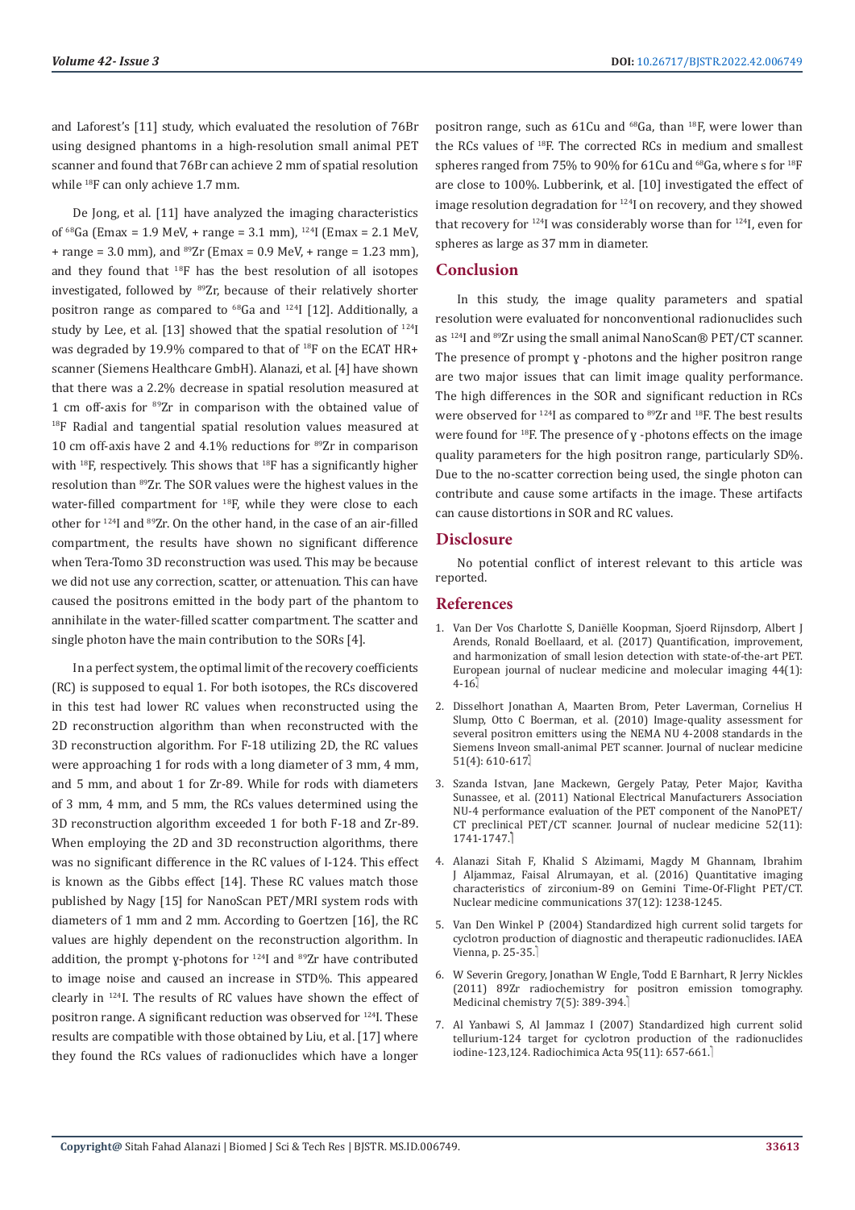and Laforest's [11] study, which evaluated the resolution of 76Br using designed phantoms in a high-resolution small animal PET scanner and found that 76Br can achieve 2 mm of spatial resolution while $^{18}F$ can only achieve 1.7 mm.

De Jong, et al. [11] have analyzed the imaging characteristics of $^{68}Ga$ (Emax = 1.9 MeV, + range = 3.1 mm), $^{124}I$ (Emax = 2.1 MeV, + range = 3.0 mm), and $^{89}Zr$ (Emax = 0.9 MeV, + range = 1.23 mm), and they found that $^{18}F$ has the best resolution of all isotopes investigated, followed by $^{89}Zr$, because of their relatively shorter positron range as compared to $^{68}Ga$ and $^{124}I$ [12]. Additionally, a study by Lee, et al. [13] showed that the spatial resolution of $^{124}I$ was degraded by 19.9% compared to that of $^{18}F$ on the ECAT HR+ scanner (Siemens Healthcare GmbH). Alanazi, et al. [4] have shown that there was a 2.2% decrease in spatial resolution measured at 1 cm off-axis for $^{89}Zr$ in comparison with the obtained value of $^{18}F$ Radial and tangential spatial resolution values measured at 10 cm off-axis have 2 and 4.1% reductions for $^{89}Zr$ in comparison with $^{18}F$, respectively. This shows that $^{18}F$ has a significantly higher resolution than $^{89}Zr$. The SOR values were the highest values in the water-filled compartment for $^{18}F$, while they were close to each other for $^{124}I$ and $^{89}Zr$. On the other hand, in the case of an air-filled compartment, the results have shown no significant difference when Tera-Tomo 3D reconstruction was used. This may be because we did not use any correction, scatter, or attenuation. This can have caused the positrons emitted in the body part of the phantom to annihilate in the water-filled scatter compartment. The scatter and single photon have the main contribution to the SORs [4].

In a perfect system, the optimal limit of the recovery coefficients (RC) is supposed to equal 1. For both isotopes, the RCs discovered in this test had lower RC values when reconstructed using the 2D reconstruction algorithm than when reconstructed with the 3D reconstruction algorithm. For F-18 utilizing 2D, the RC values were approaching 1 for rods with a long diameter of 3 mm, 4 mm, and 5 mm, and about 1 for Zr-89. While for rods with diameters of 3 mm, 4 mm, and 5 mm, the RCs values determined using the 3D reconstruction algorithm exceeded 1 for both F-18 and Zr-89. When employing the 2D and 3D reconstruction algorithms, there was no significant difference in the RC values of I-124. This effect is known as the Gibbs effect [14]. These RC values match those published by Nagy [15] for NanoScan PET/MRI system rods with diameters of 1 mm and 2 mm. According to Goertzen [16], the RC values are highly dependent on the reconstruction algorithm. In addition, the prompt ɣ-photons for $^{124}I$ and $^{89}Zr$ have contributed to image noise and caused an increase in STD%. This appeared clearly in $^{124}I$. The results of RC values have shown the effect of positron range. A significant reduction was observed for $^{124}I$. These results are compatible with those obtained by Liu, et al. [17] where they found the RCs values of radionuclides which have a longer positron range, such as 61Cu and $^{68}Ga$, than $^{18}F$, were lower than the RCs values of $^{18}F$. The corrected RCs in medium and smallest spheres ranged from 75% to 90% for 61Cu and $^{68}Ga$, where s for $^{18}F$ are close to 100%. Lubberink, et al. [10] investigated the effect of image resolution degradation for $^{124}I$ on recovery, and they showed that recovery for $^{124}I$ was considerably worse than for $^{124}I$, even for spheres as large as 37 mm in diameter.

## Conclusion

In this study, the image quality parameters and spatial resolution were evaluated for nonconventional radionuclides such as $^{124}I$ and $^{89}Zr$ using the small animal NanoScan® PET/CT scanner. The presence of prompt ɣ -photons and the higher positron range are two major issues that can limit image quality performance. The high differences in the SOR and significant reduction in RCs were observed for $^{124}I$ as compared to $^{89}Zr$ and $^{18}F$. The best results were found for $^{18}F$. The presence of ɣ -photons effects on the image quality parameters for the high positron range, particularly SD%. Due to the no-scatter correction being used, the single photon can contribute and cause some artifacts in the image. These artifacts can cause distortions in SOR and RC values.

## Disclosure

No potential conflict of interest relevant to this article was reported.

## References

1. Van Der Vos Charlotte S, Daniëlle Koopman, Sjoerd Rijnsdorp, Albert J Arends, Ronald Boellaard, et al. (2017) Quantification, improvement, and harmonization of small lesion detection with state-of-the-art PET. European journal of nuclear medicine and molecular imaging 44(1): 4-16.
2. Disselhort Jonathan A, Maarten Brom, Peter Laverman, Cornelius H Slump, Otto C Boerman, et al. (2010) Image-quality assessment for several positron emitters using the NEMA NU 4-2008 standards in the Siemens Inveon small-animal PET scanner. Journal of nuclear medicine 51(4): 610-617.
3. Szanda Istvan, Jane Mackewn, Gergely Patay, Peter Major, Kavitha Sunassee, et al. (2011) National Electrical Manufacturers Association NU-4 performance evaluation of the PET component of the NanoPET/CT preclinical PET/CT scanner. Journal of nuclear medicine 52(11): 1741-1747.
4. Alanazi Sitah F, Khalid S Alzimami, Magdy M Ghannam, Ibrahim J Aljammaz, Faisal Alrumayan, et al. (2016) Quantitative imaging characteristics of zirconium-89 on Gemini Time-Of-Flight PET/CT. Nuclear medicine communications 37(12): 1238-1245.
5. Van Den Winkel P (2004) Standardized high current solid targets for cyclotron production of diagnostic and therapeutic radionuclides. IAEA Vienna, p. 25-35.
6. W Severin Gregory, Jonathan W Engle, Todd E Barnhart, R Jerry Nickles (2011) 89Zr radiochemistry for positron emission tomography. Medicinal chemistry 7(5): 389-394.
7. Al Yanbawi S, Al Jammaz I (2007) Standardized high current solid tellurium-124 target for cyclotron production of the radionuclides iodine-123,124. Radiochimica Acta 95(11): 657-661.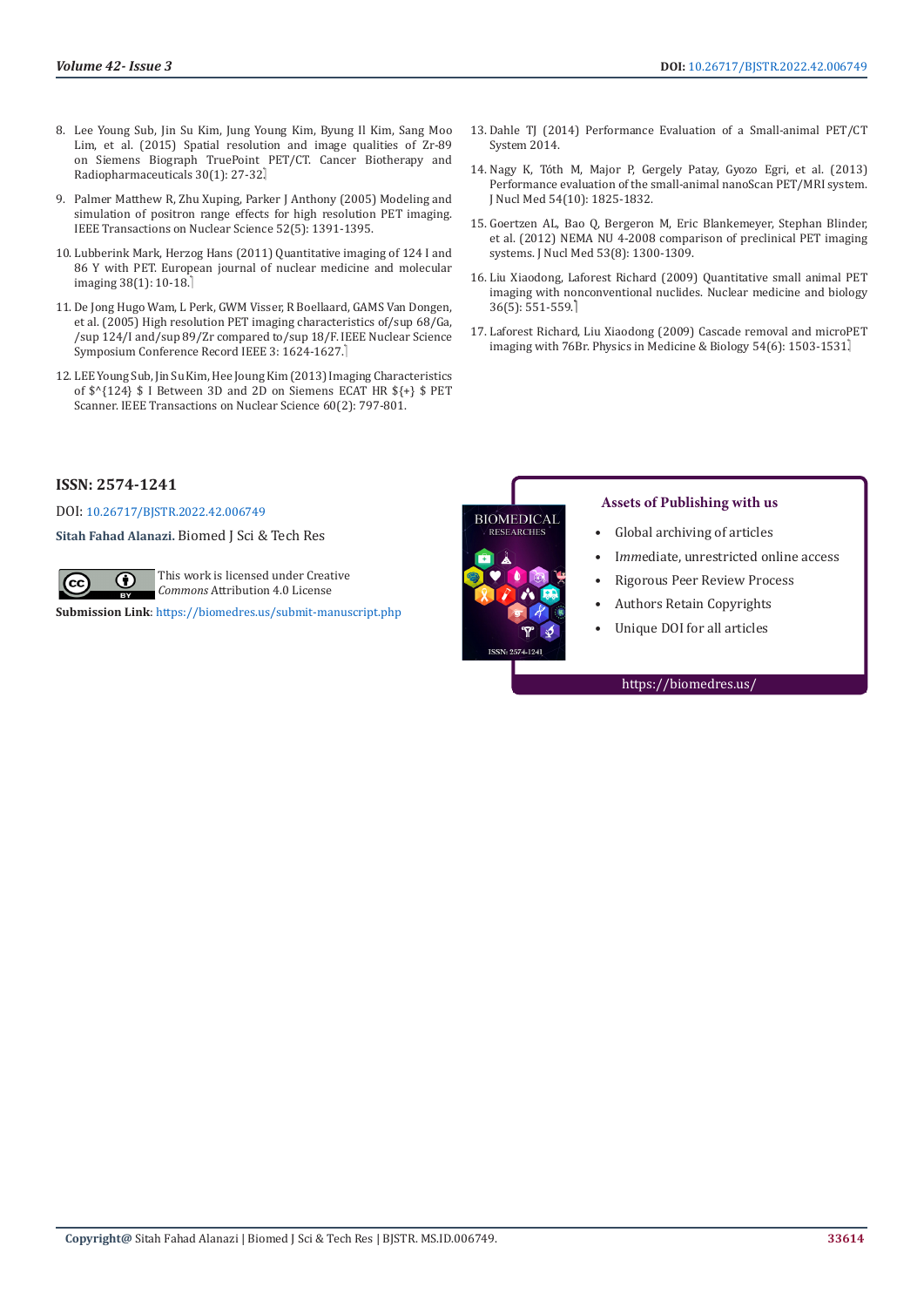8. Lee Young Sub, Jin Su Kim, Jung Young Kim, Byung Il Kim, Sang Moo Lim, et al. (2015) Spatial resolution and image qualities of Zr-89 on Siemens Biograph TruePoint PET/CT. Cancer Biotherapy and Radiopharmaceuticals 30(1): 27-32.
9. Palmer Matthew R, Zhu Xuping, Parker J Anthony (2005) Modeling and simulation of positron range effects for high resolution PET imaging. IEEE Transactions on Nuclear Science 52(5): 1391-1395.
10. Lubberink Mark, Herzog Hans (2011) Quantitative imaging of 124 I and 86 Y with PET. European journal of nuclear medicine and molecular imaging 38(1): 10-18.
11. De Jong Hugo Wam, L Perk, GWM Visser, R Boellaard, GAMS Van Dongen, et al. (2005) High resolution PET imaging characteristics of/sup 68/Ga, /sup 124/I and/sup 89/Zr compared to/sup 18/F. IEEE Nuclear Science Symposium Conference Record IEEE 3: 1624-1627.
12. LEE Young Sub, Jin Su Kim, Hee Joung Kim (2013) Imaging Characteristics of $^{124} $ I Between 3D and 2D on Siemens ECAT HR ${+} $ PET Scanner. IEEE Transactions on Nuclear Science 60(2): 797-801.
13. Dahle TJ (2014) Performance Evaluation of a Small-animal PET/CT System 2014.
14. Nagy K, Tóth M, Major P, Gergely Patay, Gyozo Egri, et al. (2013) Performance evaluation of the small-animal nanoScan PET/MRI system. J Nucl Med 54(10): 1825-1832.
15. Goertzen AL, Bao Q, Bergeron M, Eric Blankemeyer, Stephan Blinder, et al. (2012) NEMA NU 4-2008 comparison of preclinical PET imaging systems. J Nucl Med 53(8): 1300-1309.
16. Liu Xiaodong, Laforest Richard (2009) Quantitative small animal PET imaging with nonconventional nuclides. Nuclear medicine and biology 36(5): 551-559.
17. Laforest Richard, Liu Xiaodong (2009) Cascade removal and microPET imaging with 76Br. Physics in Medicine & Biology 54(6): 1503-1531.

**ISSN: 2574-1241**

DOI: 10.26717/BJSTR.2022.42.006749

**Sitah Fahad Alanazi.** Biomed J Sci & Tech Res

This work is licensed under Creative *Commons* Attribution 4.0 License

**Submission Link**: https://biomedres.us/submit-manuscript.php

**Assets of Publishing with us**

- Global archiving of articles
- Immediate, unrestricted online access
- Rigorous Peer Review Process
- Authors Retain Copyrights
- Unique DOI for all articles

https://biomedres.us/